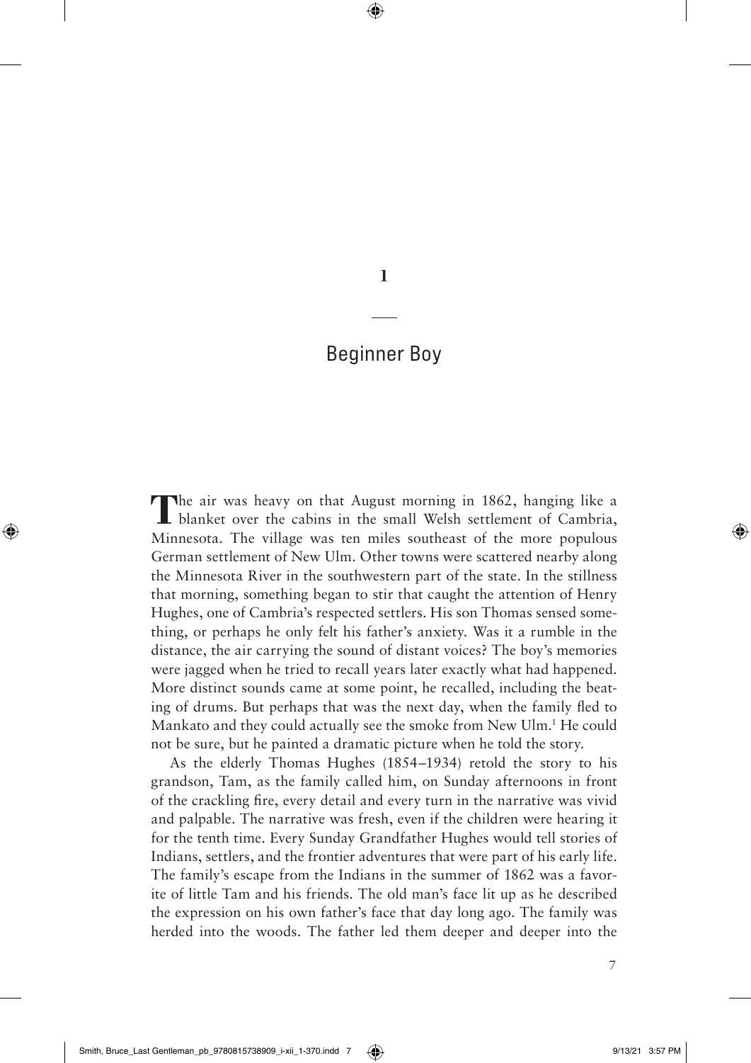# 1

## Beginner Boy

The air was heavy on that August morning in 1862, hanging like a blanket over the cabins in the small Welsh settlement of Cambria, Minnesota. The village was ten miles southeast of the more populous German settlement of New Ulm. Other towns were scattered nearby along the Minnesota River in the southwestern part of the state. In the stillness that morning, something began to stir that caught the attention of Henry Hughes, one of Cambria's respected settlers. His son Thomas sensed something, or perhaps he only felt his father's anxiety. Was it a rumble in the distance, the air carrying the sound of distant voices? The boy's memories were jagged when he tried to recall years later exactly what had happened. More distinct sounds came at some point, he recalled, including the beating of drums. But perhaps that was the next day, when the family fled to Mankato and they could actually see the smoke from New Ulm.[1] He could not be sure, but he painted a dramatic picture when he told the story.

As the elderly Thomas Hughes (1854–1934) retold the story to his grandson, Tam, as the family called him, on Sunday afternoons in front of the crackling fire, every detail and every turn in the narrative was vivid and palpable. The narrative was fresh, even if the children were hearing it for the tenth time. Every Sunday Grandfather Hughes would tell stories of Indians, settlers, and the frontier adventures that were part of his early life. The family's escape from the Indians in the summer of 1862 was a favorite of little Tam and his friends. The old man's face lit up as he described the expression on his own father's face that day long ago. The family was herded into the woods. The father led them deeper and deeper into the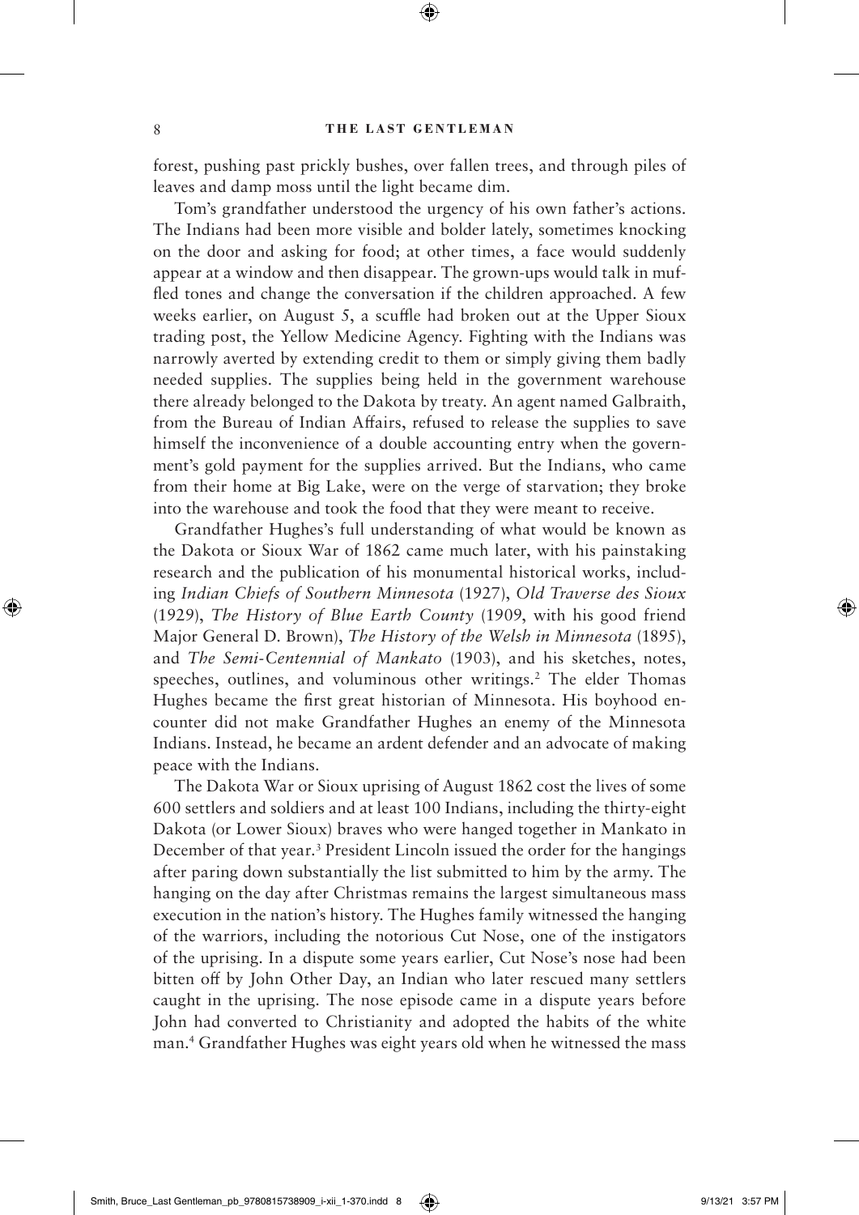forest, pushing past prickly bushes, over fallen trees, and through piles of leaves and damp moss until the light became dim.

Tom's grandfather understood the urgency of his own father's actions. The Indians had been more visible and bolder lately, sometimes knocking on the door and asking for food; at other times, a face would suddenly appear at a window and then disappear. The grown-ups would talk in muffled tones and change the conversation if the children approached. A few weeks earlier, on August 5, a scuffle had broken out at the Upper Sioux trading post, the Yellow Medicine Agency. Fighting with the Indians was narrowly averted by extending credit to them or simply giving them badly needed supplies. The supplies being held in the government warehouse there already belonged to the Dakota by treaty. An agent named Galbraith, from the Bureau of Indian Affairs, refused to release the supplies to save himself the inconvenience of a double accounting entry when the government's gold payment for the supplies arrived. But the Indians, who came from their home at Big Lake, were on the verge of starvation; they broke into the warehouse and took the food that they were meant to receive.

Grandfather Hughes's full understanding of what would be known as the Dakota or Sioux War of 1862 came much later, with his painstaking research and the publication of his monumental historical works, including *Indian Chiefs of Southern Minnesota* (1927), *Old Traverse des Sioux* (1929), *The History of Blue Earth County* (1909, with his good friend Major General D. Brown), *The History of the Welsh in Minnesota* (1895), and *The Semi-Centennial of Mankato* (1903), and his sketches, notes, speeches, outlines, and voluminous other writings.[2] The elder Thomas Hughes became the first great historian of Minnesota. His boyhood encounter did not make Grandfather Hughes an enemy of the Minnesota Indians. Instead, he became an ardent defender and an advocate of making peace with the Indians.

The Dakota War or Sioux uprising of August 1862 cost the lives of some 600 settlers and soldiers and at least 100 Indians, including the thirty-eight Dakota (or Lower Sioux) braves who were hanged together in Mankato in December of that year.[3] President Lincoln issued the order for the hangings after paring down substantially the list submitted to him by the army. The hanging on the day after Christmas remains the largest simultaneous mass execution in the nation's history. The Hughes family witnessed the hanging of the warriors, including the notorious Cut Nose, one of the instigators of the uprising. In a dispute some years earlier, Cut Nose's nose had been bitten off by John Other Day, an Indian who later rescued many settlers caught in the uprising. The nose episode came in a dispute years before John had converted to Christianity and adopted the habits of the white man.[4] Grandfather Hughes was eight years old when he witnessed the mass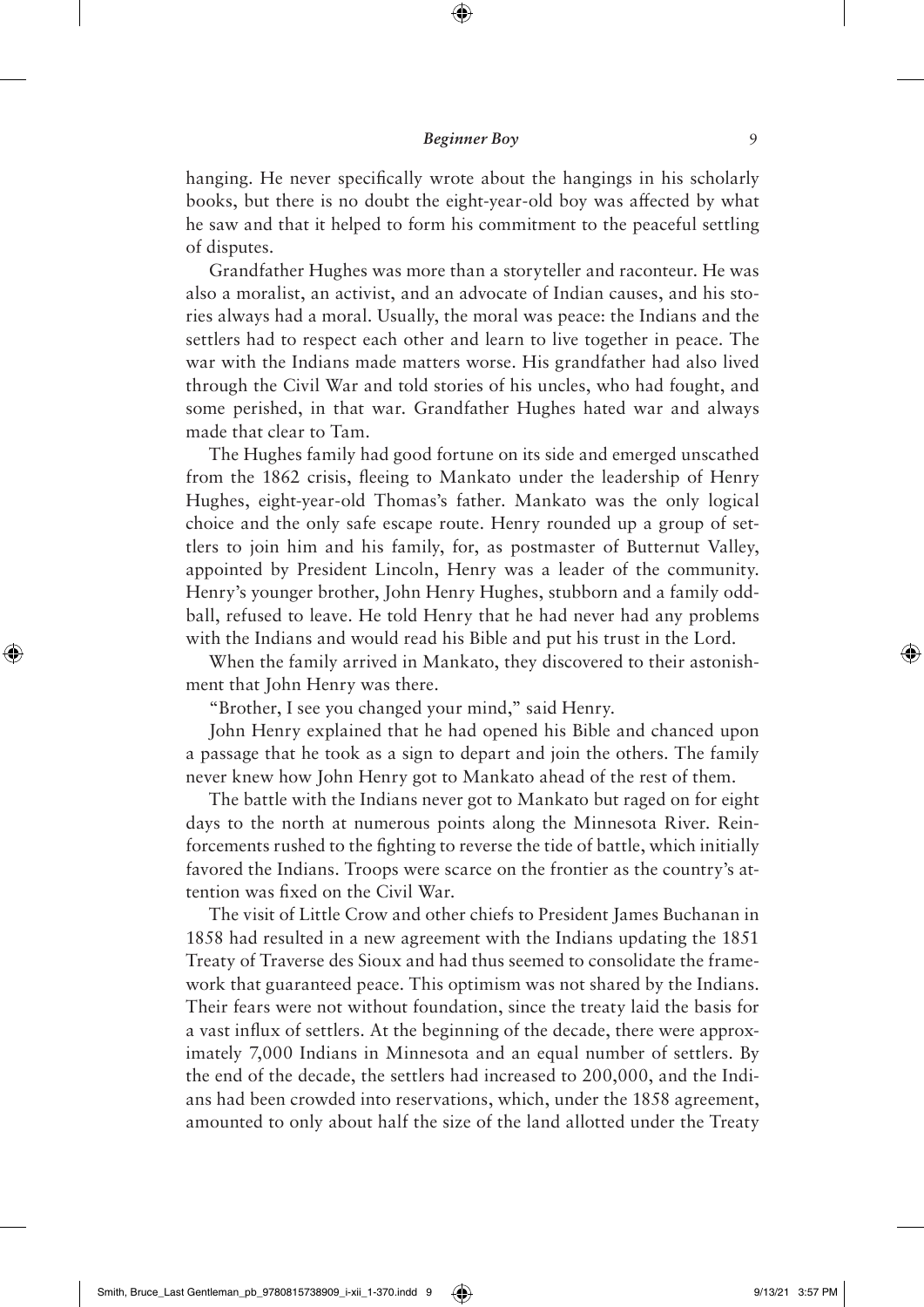hanging. He never specifically wrote about the hangings in his scholarly books, but there is no doubt the eight-year-old boy was affected by what he saw and that it helped to form his commitment to the peaceful settling of disputes.

Grandfather Hughes was more than a storyteller and raconteur. He was also a moralist, an activist, and an advocate of Indian causes, and his stories always had a moral. Usually, the moral was peace: the Indians and the settlers had to respect each other and learn to live together in peace. The war with the Indians made matters worse. His grandfather had also lived through the Civil War and told stories of his uncles, who had fought, and some perished, in that war. Grandfather Hughes hated war and always made that clear to Tam.

The Hughes family had good fortune on its side and emerged unscathed from the 1862 crisis, fleeing to Mankato under the leadership of Henry Hughes, eight-year-old Thomas's father. Mankato was the only logical choice and the only safe escape route. Henry rounded up a group of settlers to join him and his family, for, as postmaster of Butternut Valley, appointed by President Lincoln, Henry was a leader of the community. Henry's younger brother, John Henry Hughes, stubborn and a family oddball, refused to leave. He told Henry that he had never had any problems with the Indians and would read his Bible and put his trust in the Lord.

When the family arrived in Mankato, they discovered to their astonishment that John Henry was there.

"Brother, I see you changed your mind," said Henry.

John Henry explained that he had opened his Bible and chanced upon a passage that he took as a sign to depart and join the others. The family never knew how John Henry got to Mankato ahead of the rest of them.

The battle with the Indians never got to Mankato but raged on for eight days to the north at numerous points along the Minnesota River. Reinforcements rushed to the fighting to reverse the tide of battle, which initially favored the Indians. Troops were scarce on the frontier as the country's attention was fixed on the Civil War.

The visit of Little Crow and other chiefs to President James Buchanan in 1858 had resulted in a new agreement with the Indians updating the 1851 Treaty of Traverse des Sioux and had thus seemed to consolidate the framework that guaranteed peace. This optimism was not shared by the Indians. Their fears were not without foundation, since the treaty laid the basis for a vast influx of settlers. At the beginning of the decade, there were approximately 7,000 Indians in Minnesota and an equal number of settlers. By the end of the decade, the settlers had increased to 200,000, and the Indians had been crowded into reservations, which, under the 1858 agreement, amounted to only about half the size of the land allotted under the Treaty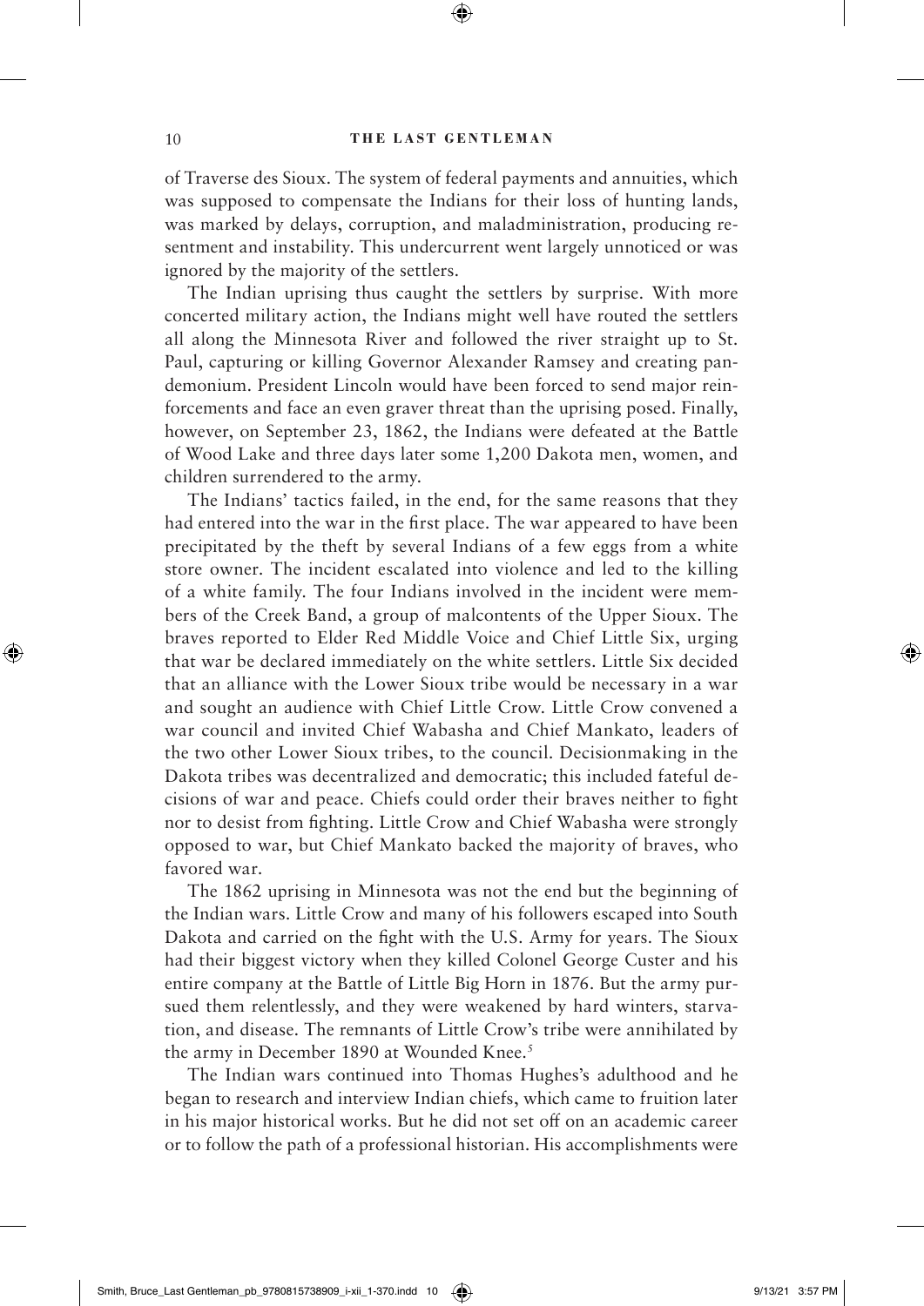of Traverse des Sioux. The system of federal payments and annuities, which was supposed to compensate the Indians for their loss of hunting lands, was marked by delays, corruption, and maladministration, producing resentment and instability. This undercurrent went largely unnoticed or was ignored by the majority of the settlers.

The Indian uprising thus caught the settlers by surprise. With more concerted military action, the Indians might well have routed the settlers all along the Minnesota River and followed the river straight up to St. Paul, capturing or killing Governor Alexander Ramsey and creating pandemonium. President Lincoln would have been forced to send major reinforcements and face an even graver threat than the uprising posed. Finally, however, on September 23, 1862, the Indians were defeated at the Battle of Wood Lake and three days later some 1,200 Dakota men, women, and children surrendered to the army.

The Indians' tactics failed, in the end, for the same reasons that they had entered into the war in the first place. The war appeared to have been precipitated by the theft by several Indians of a few eggs from a white store owner. The incident escalated into violence and led to the killing of a white family. The four Indians involved in the incident were members of the Creek Band, a group of malcontents of the Upper Sioux. The braves reported to Elder Red Middle Voice and Chief Little Six, urging that war be declared immediately on the white settlers. Little Six decided that an alliance with the Lower Sioux tribe would be necessary in a war and sought an audience with Chief Little Crow. Little Crow convened a war council and invited Chief Wabasha and Chief Mankato, leaders of the two other Lower Sioux tribes, to the council. Decisionmaking in the Dakota tribes was decentralized and democratic; this included fateful decisions of war and peace. Chiefs could order their braves neither to fight nor to desist from fighting. Little Crow and Chief Wabasha were strongly opposed to war, but Chief Mankato backed the majority of braves, who favored war.

The 1862 uprising in Minnesota was not the end but the beginning of the Indian wars. Little Crow and many of his followers escaped into South Dakota and carried on the fight with the U.S. Army for years. The Sioux had their biggest victory when they killed Colonel George Custer and his entire company at the Battle of Little Big Horn in 1876. But the army pursued them relentlessly, and they were weakened by hard winters, starvation, and disease. The remnants of Little Crow's tribe were annihilated by the army in December 1890 at Wounded Knee.[5]

The Indian wars continued into Thomas Hughes's adulthood and he began to research and interview Indian chiefs, which came to fruition later in his major historical works. But he did not set off on an academic career or to follow the path of a professional historian. His accomplishments were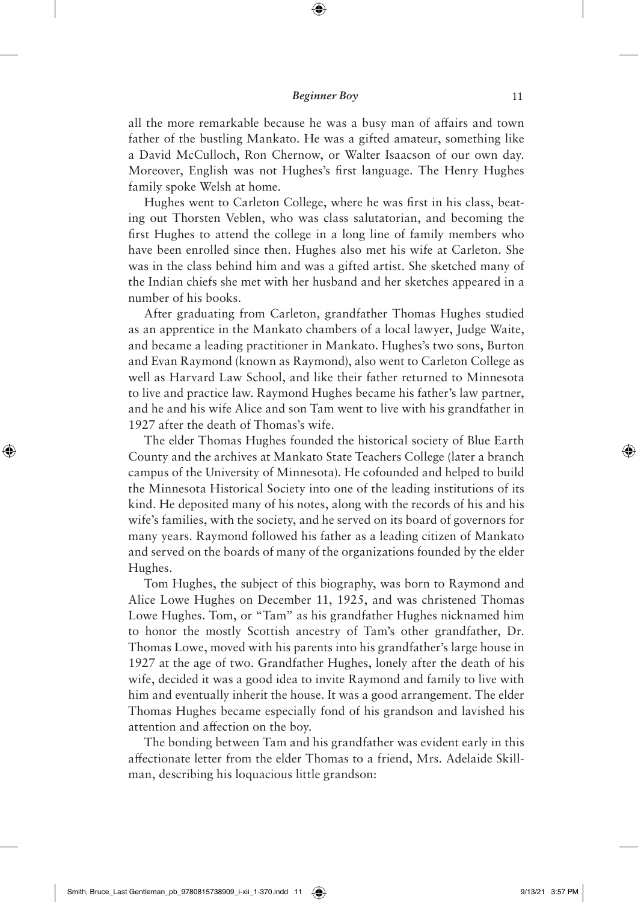all the more remarkable because he was a busy man of affairs and town father of the bustling Mankato. He was a gifted amateur, something like a David McCulloch, Ron Chernow, or Walter Isaacson of our own day. Moreover, English was not Hughes's first language. The Henry Hughes family spoke Welsh at home.

Hughes went to Carleton College, where he was first in his class, beating out Thorsten Veblen, who was class salutatorian, and becoming the first Hughes to attend the college in a long line of family members who have been enrolled since then. Hughes also met his wife at Carleton. She was in the class behind him and was a gifted artist. She sketched many of the Indian chiefs she met with her husband and her sketches appeared in a number of his books.

After graduating from Carleton, grandfather Thomas Hughes studied as an apprentice in the Mankato chambers of a local lawyer, Judge Waite, and became a leading practitioner in Mankato. Hughes's two sons, Burton and Evan Raymond (known as Raymond), also went to Carleton College as well as Harvard Law School, and like their father returned to Minnesota to live and practice law. Raymond Hughes became his father's law partner, and he and his wife Alice and son Tam went to live with his grandfather in 1927 after the death of Thomas's wife.

The elder Thomas Hughes founded the historical society of Blue Earth County and the archives at Mankato State Teachers College (later a branch campus of the University of Minnesota). He cofounded and helped to build the Minnesota Historical Society into one of the leading institutions of its kind. He deposited many of his notes, along with the records of his and his wife's families, with the society, and he served on its board of governors for many years. Raymond followed his father as a leading citizen of Mankato and served on the boards of many of the organizations founded by the elder Hughes.

Tom Hughes, the subject of this biography, was born to Raymond and Alice Lowe Hughes on December 11, 1925, and was christened Thomas Lowe Hughes. Tom, or "Tam" as his grandfather Hughes nicknamed him to honor the mostly Scottish ancestry of Tam's other grandfather, Dr. Thomas Lowe, moved with his parents into his grandfather's large house in 1927 at the age of two. Grandfather Hughes, lonely after the death of his wife, decided it was a good idea to invite Raymond and family to live with him and eventually inherit the house. It was a good arrangement. The elder Thomas Hughes became especially fond of his grandson and lavished his attention and affection on the boy.

The bonding between Tam and his grandfather was evident early in this affectionate letter from the elder Thomas to a friend, Mrs. Adelaide Skillman, describing his loquacious little grandson: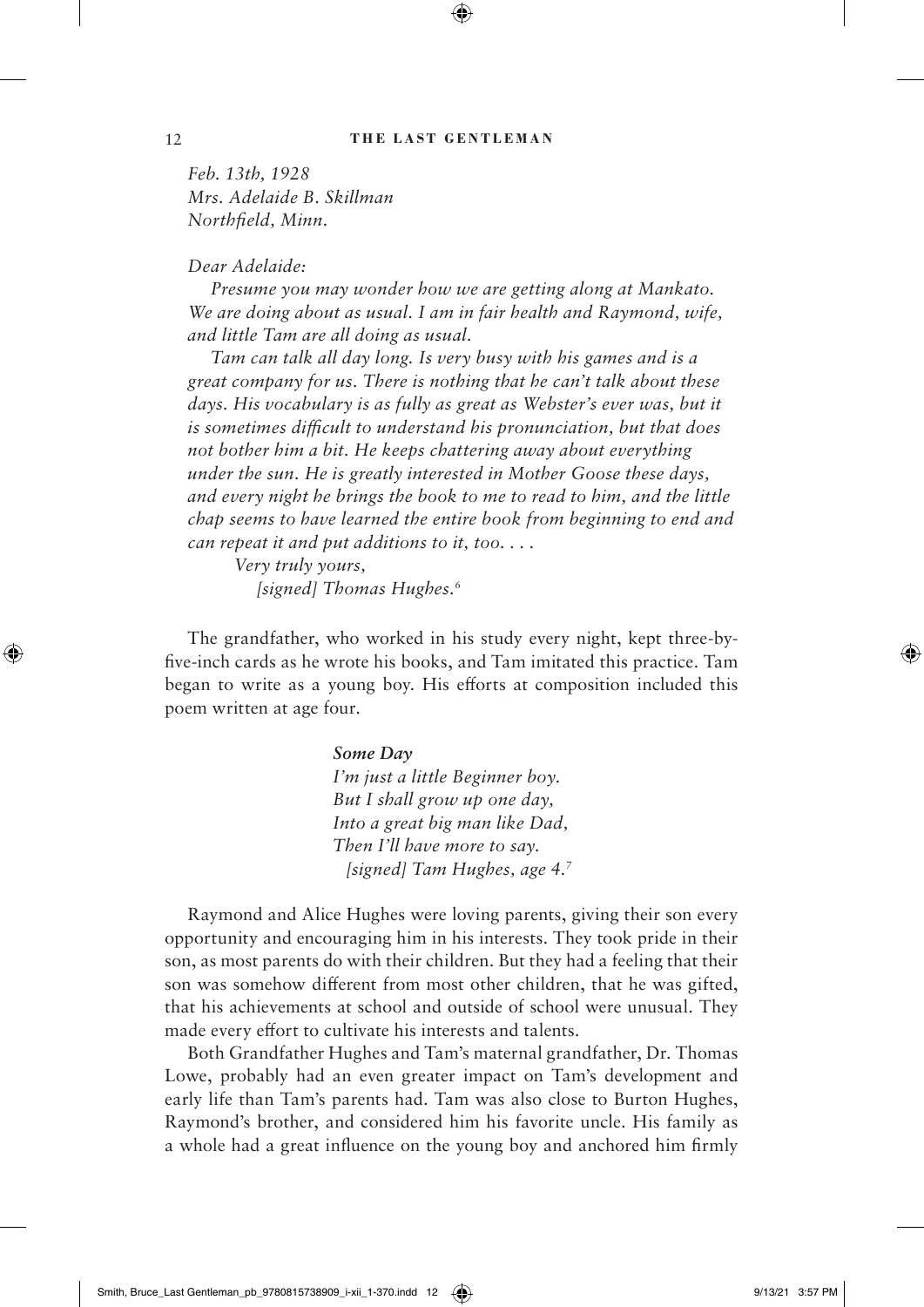*Feb. 13th, 1928*
*Mrs. Adelaide B. Skillman*
*Northfield, Minn.*

*Dear Adelaide:*

*Presume you may wonder how we are getting along at Mankato. We are doing about as usual. I am in fair health and Raymond, wife, and little Tam are all doing as usual.*

*Tam can talk all day long. Is very busy with his games and is a great company for us. There is nothing that he can't talk about these days. His vocabulary is as fully as great as Webster's ever was, but it is sometimes difficult to understand his pronunciation, but that does not bother him a bit. He keeps chattering away about everything under the sun. He is greatly interested in Mother Goose these days, and every night he brings the book to me to read to him, and the little chap seems to have learned the entire book from beginning to end and can repeat it and put additions to it, too. . . .*

*Very truly yours,*
*[signed] Thomas Hughes.*[6]

The grandfather, who worked in his study every night, kept three-by-five-inch cards as he wrote his books, and Tam imitated this practice. Tam began to write as a young boy. His efforts at composition included this poem written at age four.

***Some Day***
*I'm just a little Beginner boy.*
*But I shall grow up one day,*
*Into a great big man like Dad,*
*Then I'll have more to say.*
*[signed] Tam Hughes, age 4.*[7]

Raymond and Alice Hughes were loving parents, giving their son every opportunity and encouraging him in his interests. They took pride in their son, as most parents do with their children. But they had a feeling that their son was somehow different from most other children, that he was gifted, that his achievements at school and outside of school were unusual. They made every effort to cultivate his interests and talents.

Both Grandfather Hughes and Tam's maternal grandfather, Dr. Thomas Lowe, probably had an even greater impact on Tam's development and early life than Tam's parents had. Tam was also close to Burton Hughes, Raymond's brother, and considered him his favorite uncle. His family as a whole had a great influence on the young boy and anchored him firmly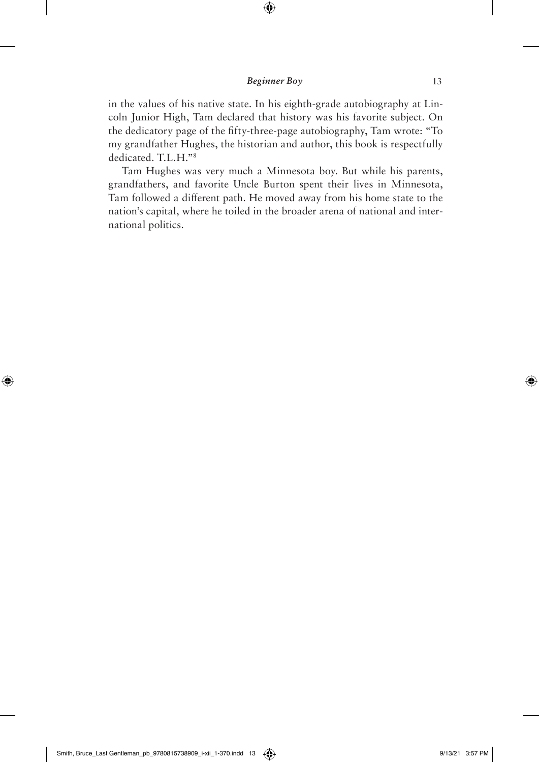in the values of his native state. In his eighth-grade autobiography at Lincoln Junior High, Tam declared that history was his favorite subject. On the dedicatory page of the fifty-three-page autobiography, Tam wrote: "To my grandfather Hughes, the historian and author, this book is respectfully dedicated. T.L.H."[8]

Tam Hughes was very much a Minnesota boy. But while his parents, grandfathers, and favorite Uncle Burton spent their lives in Minnesota, Tam followed a different path. He moved away from his home state to the nation's capital, where he toiled in the broader arena of national and international politics.